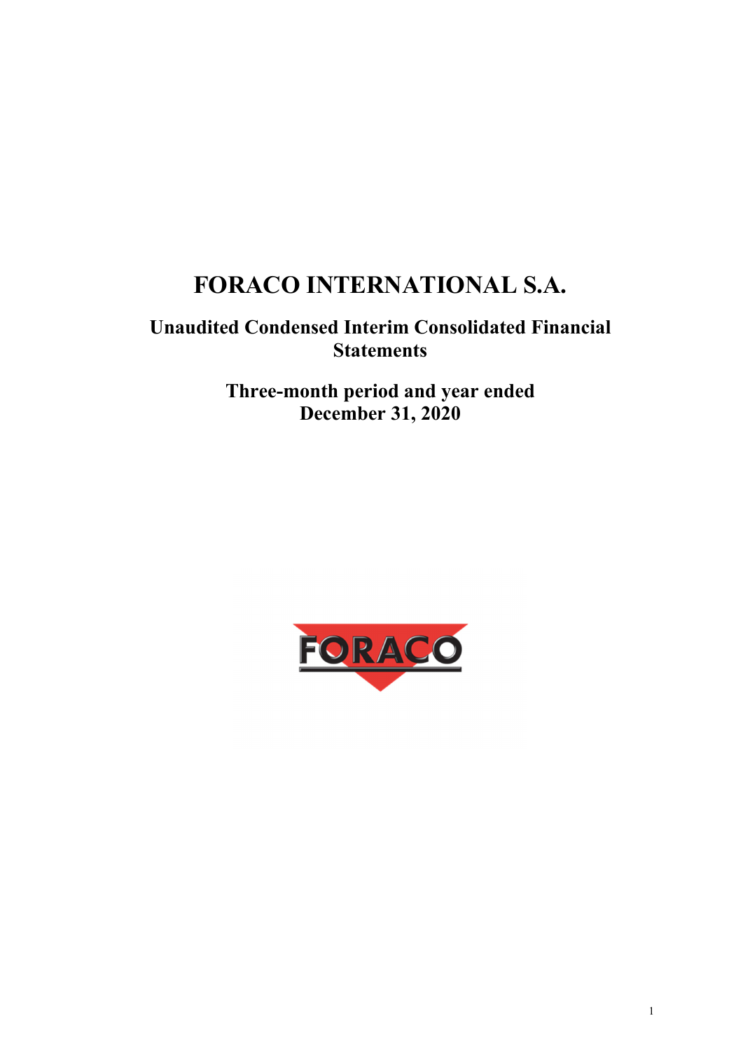# FORACO INTERNATIONAL S.A.

## Unaudited Condensed Interim Consolidated Financial Statements

## Three-month period and year ended December 31, 2020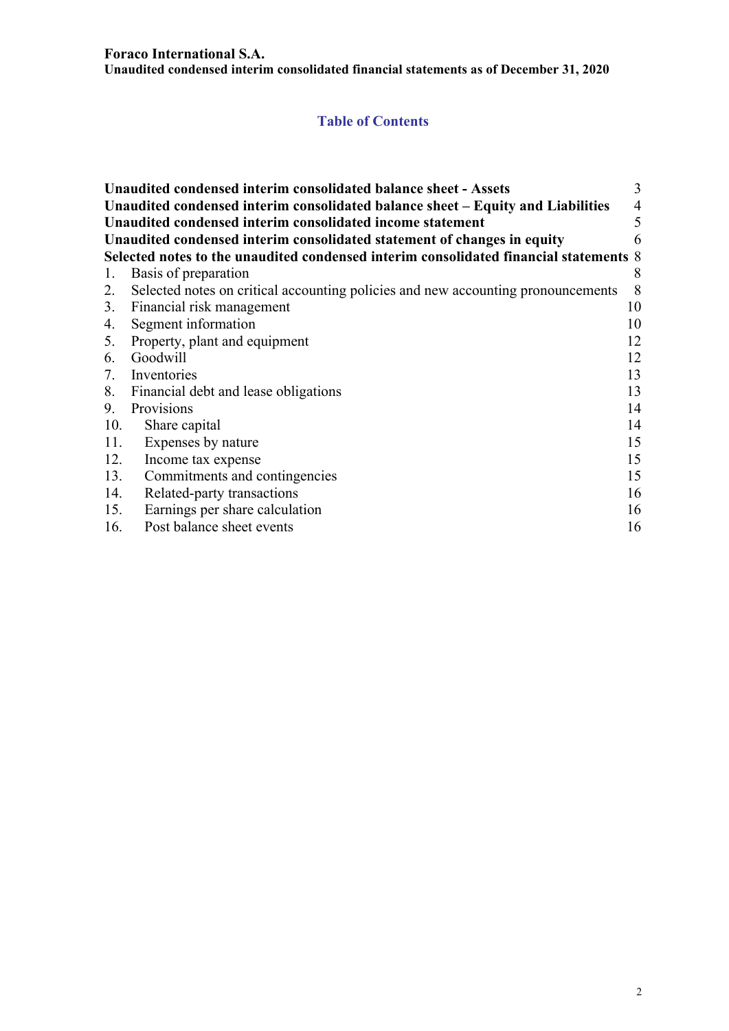## Table of Contents

| | | |
|---|---|---|
| **Unaudited condensed interim consolidated balance sheet - Assets** | | 3 |
| **Unaudited condensed interim consolidated balance sheet – Equity and Liabilities** | | 4 |
| **Unaudited condensed interim consolidated income statement** | | 5 |
| **Unaudited condensed interim consolidated statement of changes in equity** | | 6 |
| **Selected notes to the unaudited condensed interim consolidated financial statements** | | 8 |
| 1. | Basis of preparation | 8 |
| 2. | Selected notes on critical accounting policies and new accounting pronouncements | 8 |
| 3. | Financial risk management | 10 |
| 4. | Segment information | 10 |
| 5. | Property, plant and equipment | 12 |
| 6. | Goodwill | 12 |
| 7. | Inventories | 13 |
| 8. | Financial debt and lease obligations | 13 |
| 9. | Provisions | 14 |
| 10. | Share capital | 14 |
| 11. | Expenses by nature | 15 |
| 12. | Income tax expense | 15 |
| 13. | Commitments and contingencies | 15 |
| 14. | Related-party transactions | 16 |
| 15. | Earnings per share calculation | 16 |
| 16. | Post balance sheet events | 16 |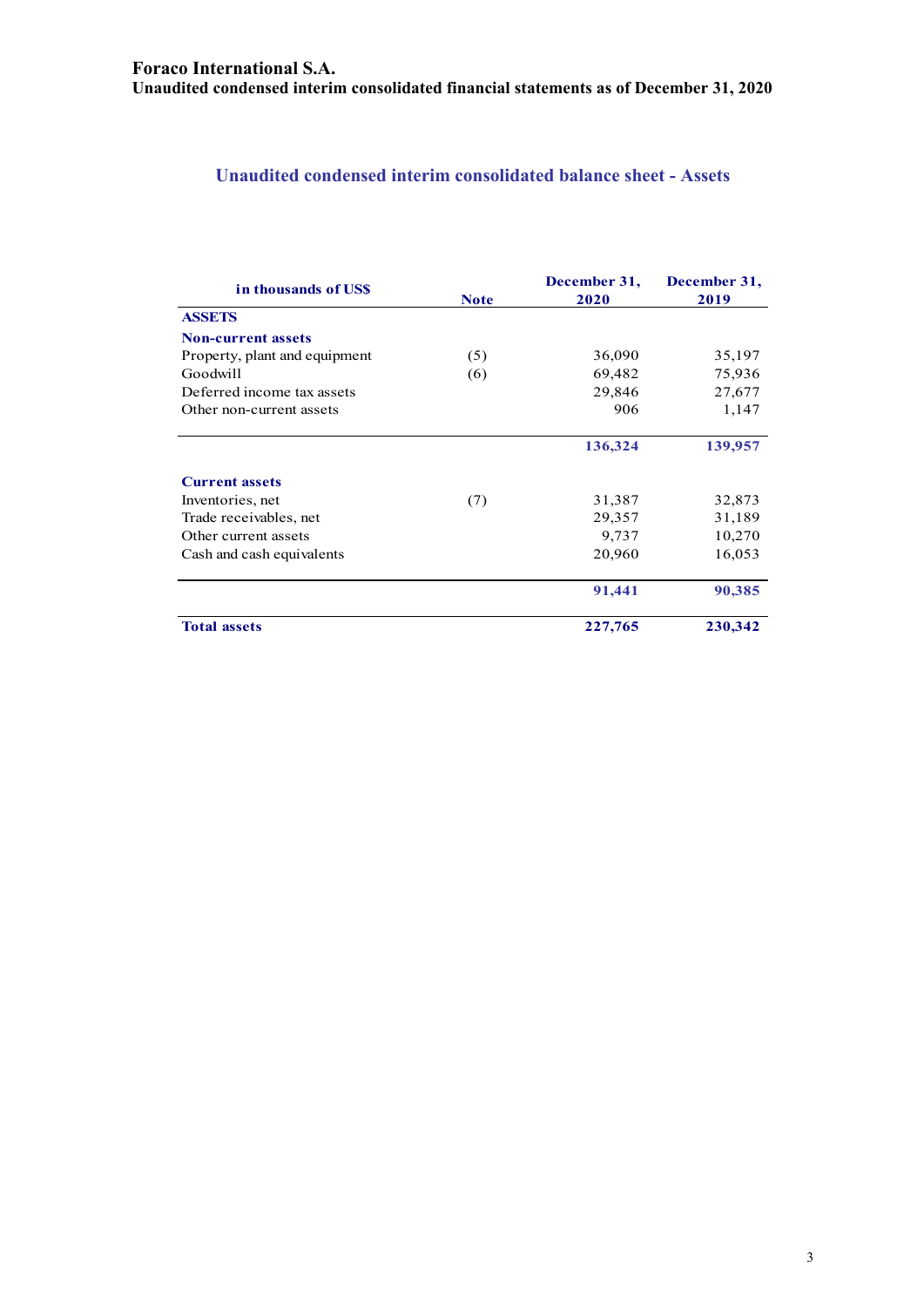# Foraco International S.A.
**Unaudited condensed interim consolidated financial statements as of December 31, 2020**

## Unaudited condensed interim consolidated balance sheet - Assets

| in thousands of US$ | Note | December 31, 2020 | December 31, 2019 |
|---|---|---|---|
| **ASSETS** | | | |
| **Non-current assets** | | | |
| Property, plant and equipment | (5) | 36,090 | 35,197 |
| Goodwill | (6) | 69,482 | 75,936 |
| Deferred income tax assets | | 29,846 | 27,677 |
| Other non-current assets | | 906 | 1,147 |
| | | **136,324** | **139,957** |
| **Current assets** | | | |
| Inventories, net | (7) | 31,387 | 32,873 |
| Trade receivables, net | | 29,357 | 31,189 |
| Other current assets | | 9,737 | 10,270 |
| Cash and cash equivalents | | 20,960 | 16,053 |
| | | **91,441** | **90,385** |
| **Total assets** | | **227,765** | **230,342** |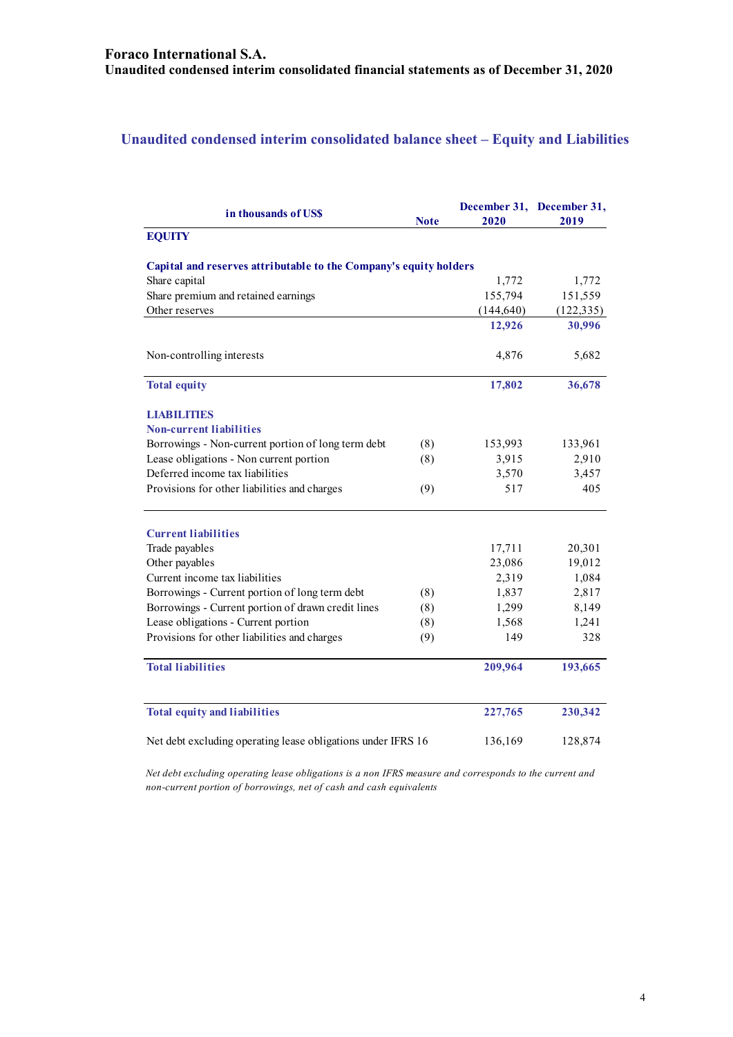**Foraco International S.A.**
**Unaudited condensed interim consolidated financial statements as of December 31, 2020**

## Unaudited condensed interim consolidated balance sheet – Equity and Liabilities

| in thousands of US$ | Note | December 31, 2020 | December 31, 2019 |
|---|---|---|---|
| **EQUITY** | | | |
| **Capital and reserves attributable to the Company's equity holders** | | | |
| Share capital | | 1,772 | 1,772 |
| Share premium and retained earnings | | 155,794 | 151,559 |
| Other reserves | | (144,640) | (122,335) |
| | | **12,926** | **30,996** |
| Non-controlling interests | | 4,876 | 5,682 |
| **Total equity** | | **17,802** | **36,678** |
| **LIABILITIES** | | | |
| **Non-current liabilities** | | | |
| Borrowings - Non-current portion of long term debt | (8) | 153,993 | 133,961 |
| Lease obligations - Non current portion | (8) | 3,915 | 2,910 |
| Deferred income tax liabilities | | 3,570 | 3,457 |
| Provisions for other liabilities and charges | (9) | 517 | 405 |
| **Current liabilities** | | | |
| Trade payables | | 17,711 | 20,301 |
| Other payables | | 23,086 | 19,012 |
| Current income tax liabilities | | 2,319 | 1,084 |
| Borrowings - Current portion of long term debt | (8) | 1,837 | 2,817 |
| Borrowings - Current portion of drawn credit lines | (8) | 1,299 | 8,149 |
| Lease obligations - Current portion | (8) | 1,568 | 1,241 |
| Provisions for other liabilities and charges | (9) | 149 | 328 |
| **Total liabilities** | | **209,964** | **193,665** |
| **Total equity and liabilities** | | **227,765** | **230,342** |
| Net debt excluding operating lease obligations under IFRS 16 | | 136,169 | 128,874 |

*Net debt excluding operating lease obligations is a non IFRS measure and corresponds to the current and non-current portion of borrowings, net of cash and cash equivalents*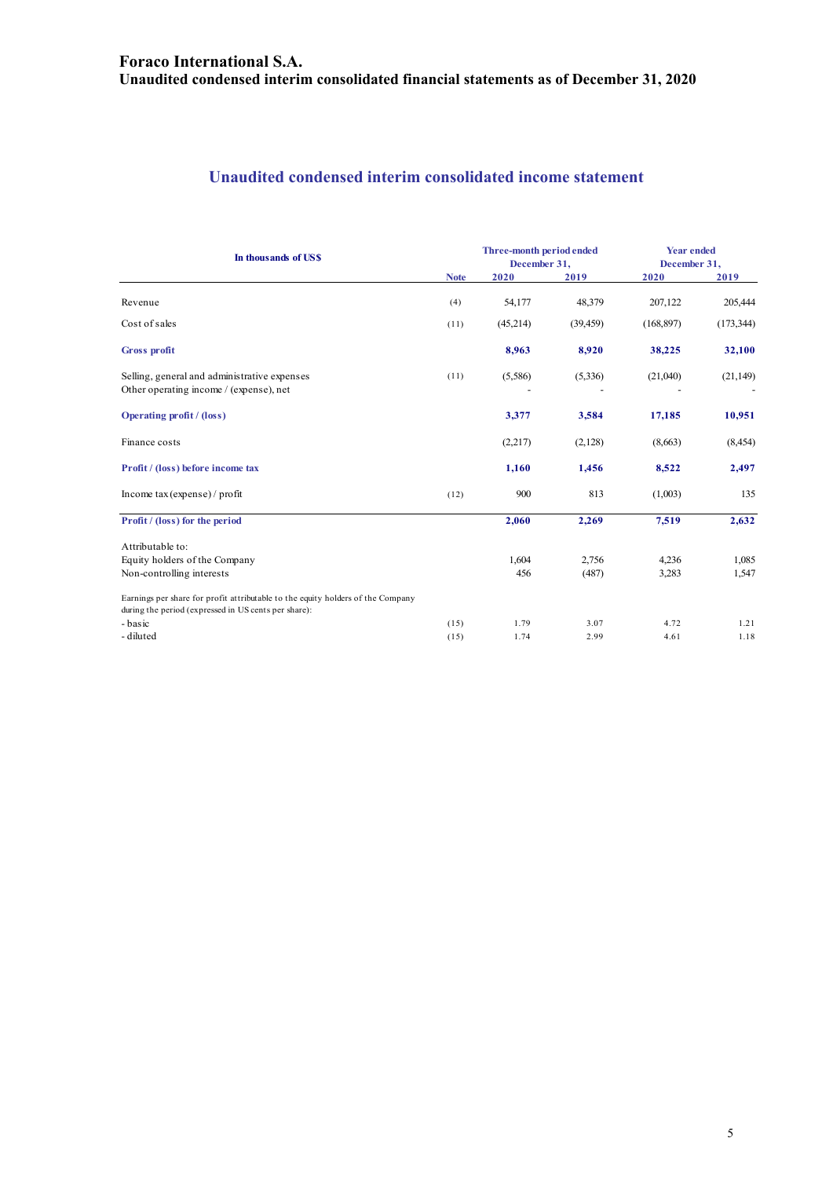# Foraco International S.A.
## Unaudited condensed interim consolidated financial statements as of December 31, 2020

## Unaudited condensed interim consolidated income statement

| In thousands of US$ | Note | Three-month period ended December 31, 2020 | Three-month period ended December 31, 2019 | Year ended December 31, 2020 | Year ended December 31, 2019 |
|---|---|---|---|---|---|
| Revenue | (4) | 54,177 | 48,379 | 207,122 | 205,444 |
| Cost of sales | (11) | (45,214) | (39,459) | (168,897) | (173,344) |
| **Gross profit** | | **8,963** | **8,920** | **38,225** | **32,100** |
| Selling, general and administrative expenses | (11) | (5,586) | (5,336) | (21,040) | (21,149) |
| Other operating income / (expense), net | | - | - | - | - |
| **Operating profit / (loss)** | | **3,377** | **3,584** | **17,185** | **10,951** |
| Finance costs | | (2,217) | (2,128) | (8,663) | (8,454) |
| **Profit / (loss) before income tax** | | **1,160** | **1,456** | **8,522** | **2,497** |
| Income tax (expense) / profit | (12) | 900 | 813 | (1,003) | 135 |
| **Profit / (loss) for the period** | | **2,060** | **2,269** | **7,519** | **2,632** |
| Attributable to: | | | | | |
| Equity holders of the Company | | 1,604 | 2,756 | 4,236 | 1,085 |
| Non-controlling interests | | 456 | (487) | 3,283 | 1,547 |
| Earnings per share for profit attributable to the equity holders of the Company during the period (expressed in US cents per share): | | | | | |
| - basic | (15) | 1.79 | 3.07 | 4.72 | 1.21 |
| - diluted | (15) | 1.74 | 2.99 | 4.61 | 1.18 |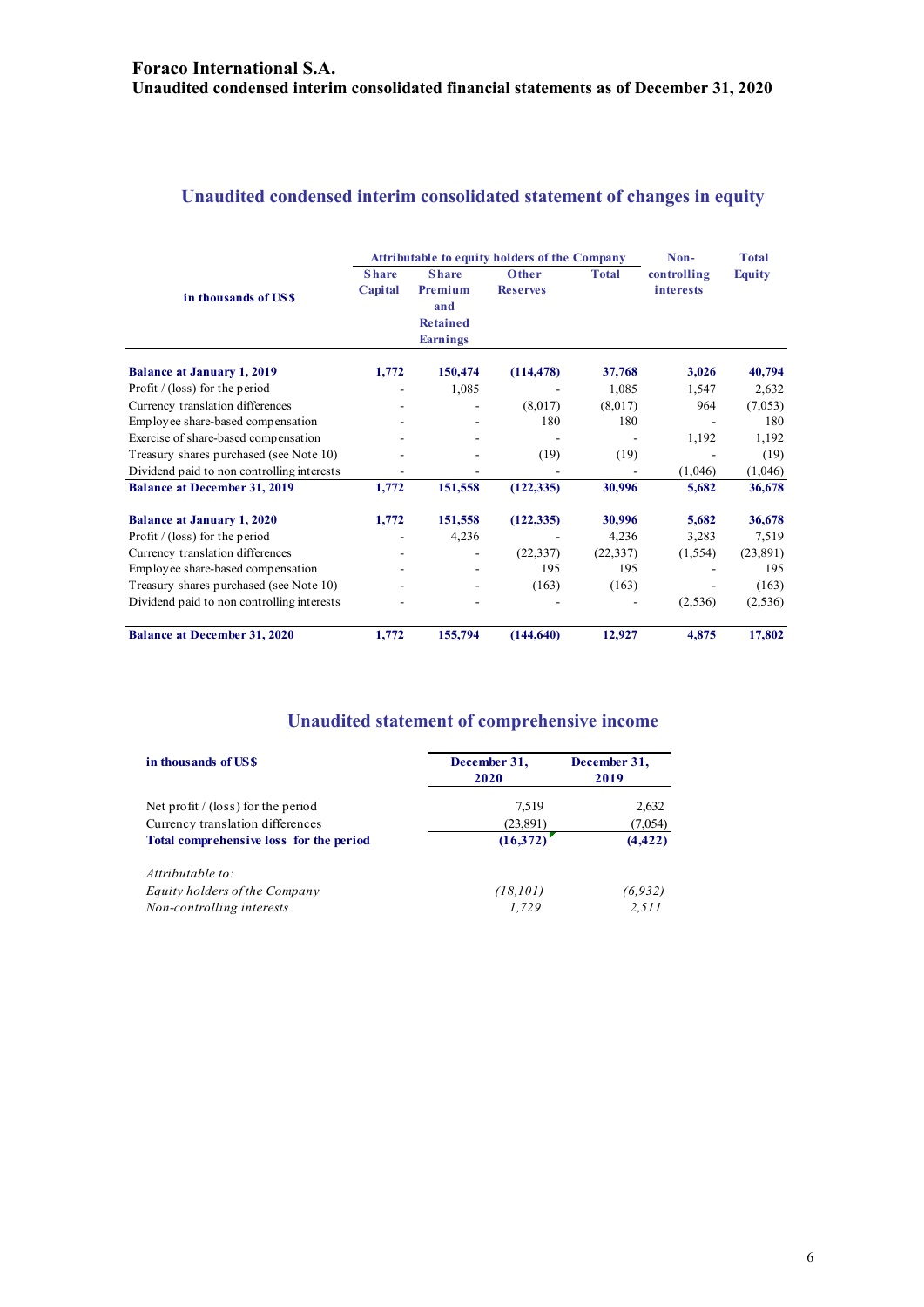# Foraco International S.A.

**Unaudited condensed interim consolidated financial statements as of December 31, 2020**

## Unaudited condensed interim consolidated statement of changes in equity

| in thousands of US$ | Attributable to equity holders of the Company | | | | Non-controlling interests | Total Equity |
|---|---|---|---|---|---|---|
| | Share Capital | Share Premium and Retained Earnings | Other Reserves | Total | | |
| **Balance at January 1, 2019** | **1,772** | **150,474** | **(114,478)** | **37,768** | **3,026** | **40,794** |
| Profit / (loss) for the period | - | 1,085 | - | 1,085 | 1,547 | 2,632 |
| Currency translation differences | - | - | (8,017) | (8,017) | 964 | (7,053) |
| Employee share-based compensation | - | - | 180 | 180 | - | 180 |
| Exercise of share-based compensation | - | - | - | - | 1,192 | 1,192 |
| Treasury shares purchased (see Note 10) | - | - | (19) | (19) | - | (19) |
| Dividend paid to non controlling interests | - | - | - | - | (1,046) | (1,046) |
| **Balance at December 31, 2019** | **1,772** | **151,558** | **(122,335)** | **30,996** | **5,682** | **36,678** |
| **Balance at January 1, 2020** | **1,772** | **151,558** | **(122,335)** | **30,996** | **5,682** | **36,678** |
| Profit / (loss) for the period | - | 4,236 | - | 4,236 | 3,283 | 7,519 |
| Currency translation differences | - | - | (22,337) | (22,337) | (1,554) | (23,891) |
| Employee share-based compensation | - | - | 195 | 195 | - | 195 |
| Treasury shares purchased (see Note 10) | - | - | (163) | (163) | - | (163) |
| Dividend paid to non controlling interests | - | - | - | - | (2,536) | (2,536) |
| **Balance at December 31, 2020** | **1,772** | **155,794** | **(144,640)** | **12,927** | **4,875** | **17,802** |

## Unaudited statement of comprehensive income

| in thousands of US$ | December 31, 2020 | December 31, 2019 |
|---|---|---|
| Net profit / (loss) for the period | 7,519 | 2,632 |
| Currency translation differences | (23,891) | (7,054) |
| **Total comprehensive loss for the period** | **(16,372)** | **(4,422)** |
| *Attributable to:* | | |
| *Equity holders of the Company* | *(18,101)* | *(6,932)* |
| *Non-controlling interests* | *1,729* | *2,511* |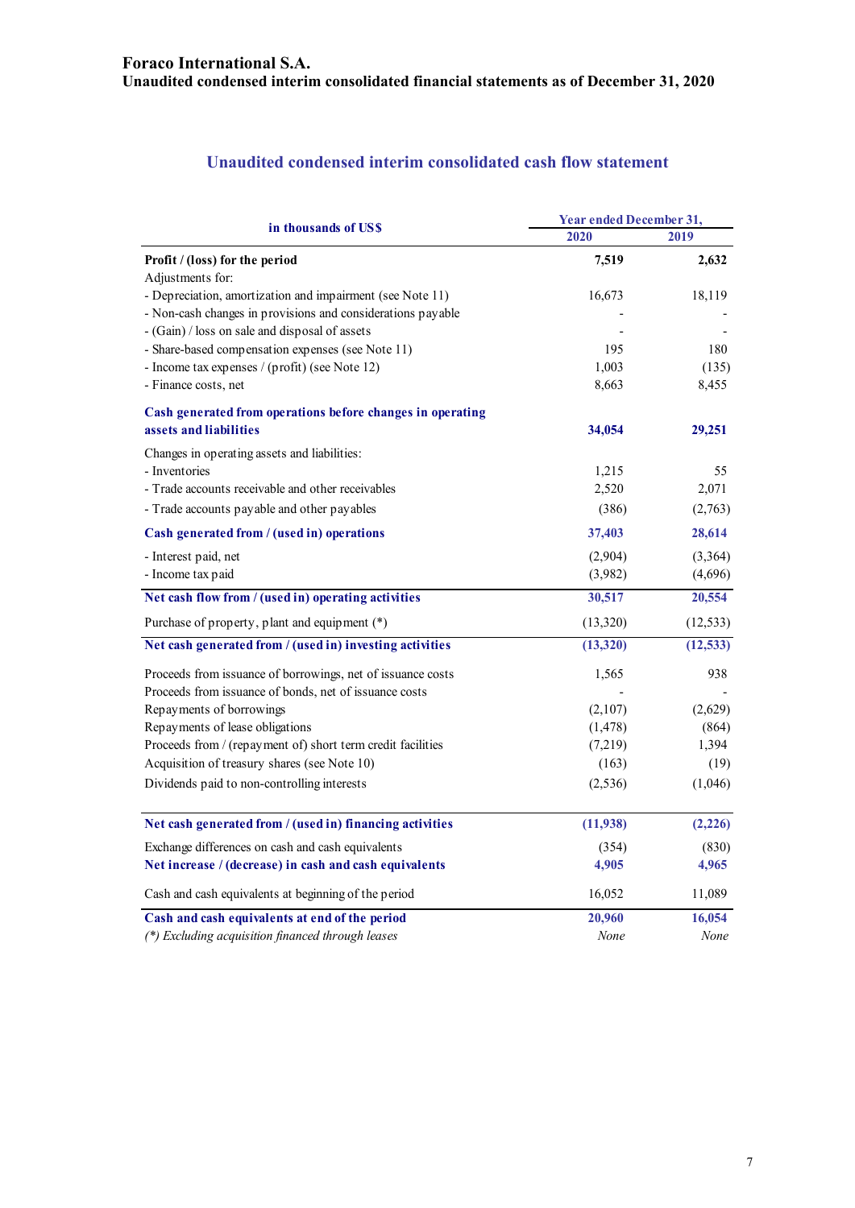# Foraco International S.A.
## Unaudited condensed interim consolidated financial statements as of December 31, 2020

### Unaudited condensed interim consolidated cash flow statement

| in thousands of US$ | Year ended December 31, 2020 | Year ended December 31, 2019 |
|---|---|---|
| **Profit / (loss) for the period** | **7,519** | **2,632** |
| Adjustments for: | | |
| - Depreciation, amortization and impairment (see Note 11) | 16,673 | 18,119 |
| - Non-cash changes in provisions and considerations payable | - | - |
| - (Gain) / loss on sale and disposal of assets | - | - |
| - Share-based compensation expenses (see Note 11) | 195 | 180 |
| - Income tax expenses / (profit) (see Note 12) | 1,003 | (135) |
| - Finance costs, net | 8,663 | 8,455 |
| **Cash generated from operations before changes in operating assets and liabilities** | **34,054** | **29,251** |
| Changes in operating assets and liabilities: | | |
| - Inventories | 1,215 | 55 |
| - Trade accounts receivable and other receivables | 2,520 | 2,071 |
| - Trade accounts payable and other payables | (386) | (2,763) |
| **Cash generated from / (used in) operations** | **37,403** | **28,614** |
| - Interest paid, net | (2,904) | (3,364) |
| - Income tax paid | (3,982) | (4,696) |
| **Net cash flow from / (used in) operating activities** | **30,517** | **20,554** |
| Purchase of property, plant and equipment (*) | (13,320) | (12,533) |
| **Net cash generated from / (used in) investing activities** | **(13,320)** | **(12,533)** |
| Proceeds from issuance of borrowings, net of issuance costs | 1,565 | 938 |
| Proceeds from issuance of bonds, net of issuance costs | - | - |
| Repayments of borrowings | (2,107) | (2,629) |
| Repayments of lease obligations | (1,478) | (864) |
| Proceeds from / (repayment of) short term credit facilities | (7,219) | 1,394 |
| Acquisition of treasury shares (see Note 10) | (163) | (19) |
| Dividends paid to non-controlling interests | (2,536) | (1,046) |
| **Net cash generated from / (used in) financing activities** | **(11,938)** | **(2,226)** |
| Exchange differences on cash and cash equivalents | (354) | (830) |
| **Net increase / (decrease) in cash and cash equivalents** | **4,905** | **4,965** |
| Cash and cash equivalents at beginning of the period | 16,052 | 11,089 |
| **Cash and cash equivalents at end of the period** | **20,960** | **16,054** |
| *(\*) Excluding acquisition financed through leases* | *None* | *None* |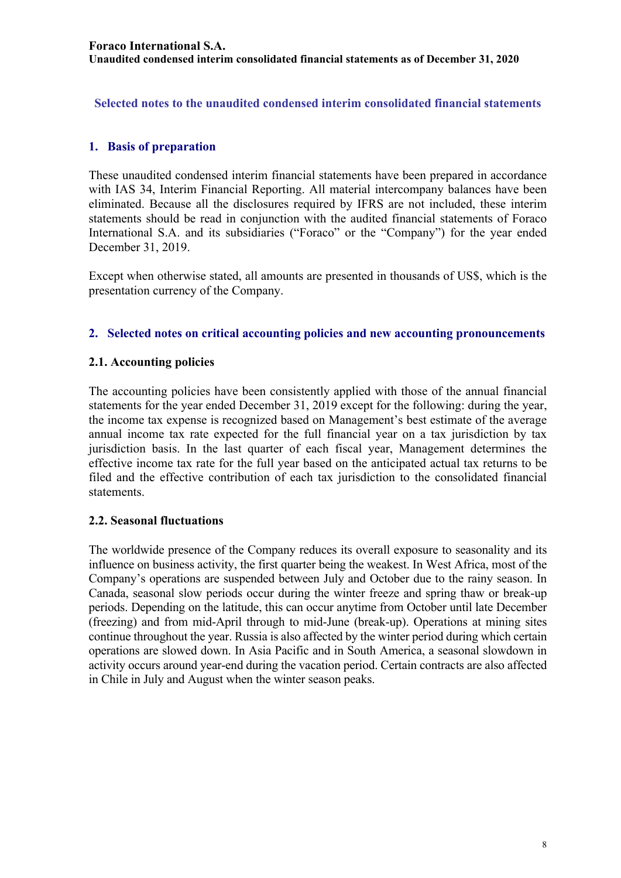## Selected notes to the unaudited condensed interim consolidated financial statements

### 1. Basis of preparation

These unaudited condensed interim financial statements have been prepared in accordance with IAS 34, Interim Financial Reporting. All material intercompany balances have been eliminated. Because all the disclosures required by IFRS are not included, these interim statements should be read in conjunction with the audited financial statements of Foraco International S.A. and its subsidiaries ("Foraco" or the "Company") for the year ended December 31, 2019.

Except when otherwise stated, all amounts are presented in thousands of US$, which is the presentation currency of the Company.

### 2. Selected notes on critical accounting policies and new accounting pronouncements

#### 2.1. Accounting policies

The accounting policies have been consistently applied with those of the annual financial statements for the year ended December 31, 2019 except for the following: during the year, the income tax expense is recognized based on Management's best estimate of the average annual income tax rate expected for the full financial year on a tax jurisdiction by tax jurisdiction basis. In the last quarter of each fiscal year, Management determines the effective income tax rate for the full year based on the anticipated actual tax returns to be filed and the effective contribution of each tax jurisdiction to the consolidated financial statements.

#### 2.2. Seasonal fluctuations

The worldwide presence of the Company reduces its overall exposure to seasonality and its influence on business activity, the first quarter being the weakest. In West Africa, most of the Company's operations are suspended between July and October due to the rainy season. In Canada, seasonal slow periods occur during the winter freeze and spring thaw or break-up periods. Depending on the latitude, this can occur anytime from October until late December (freezing) and from mid-April through to mid-June (break-up). Operations at mining sites continue throughout the year. Russia is also affected by the winter period during which certain operations are slowed down. In Asia Pacific and in South America, a seasonal slowdown in activity occurs around year-end during the vacation period. Certain contracts are also affected in Chile in July and August when the winter season peaks.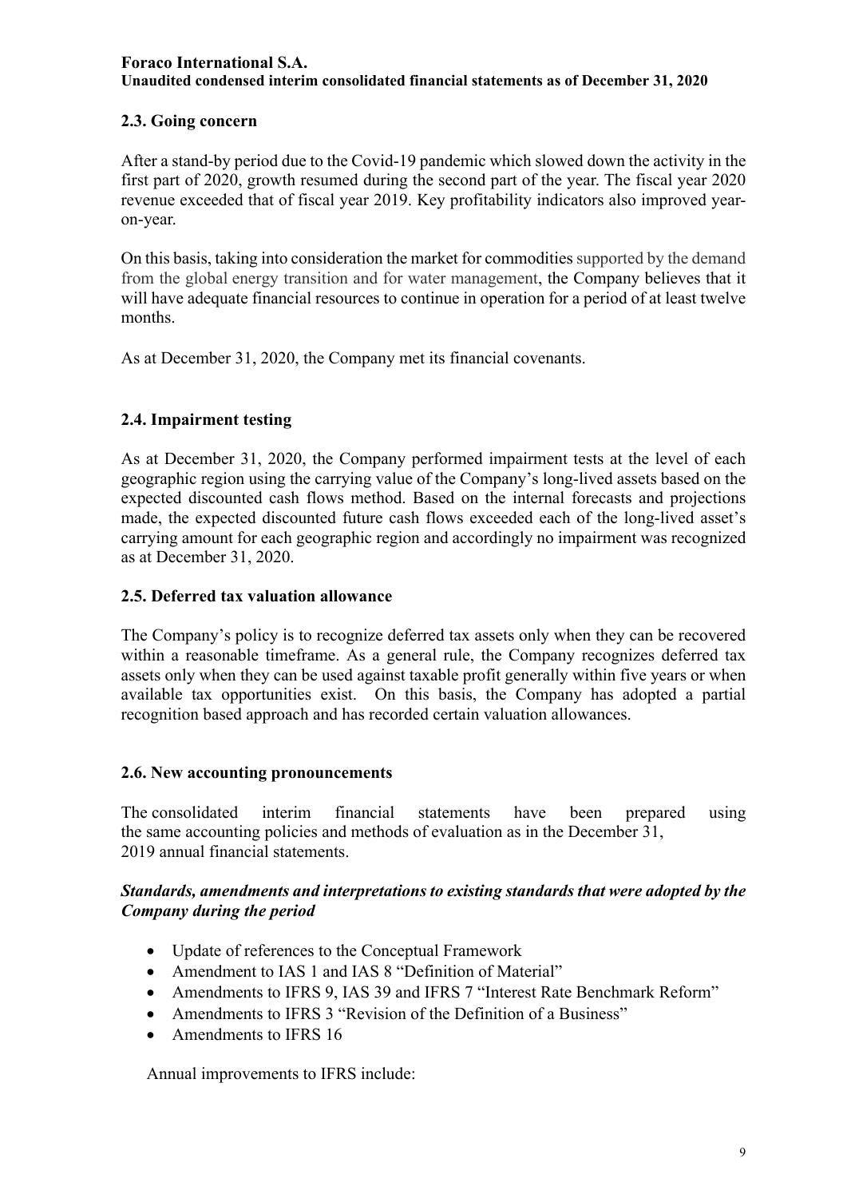## 2.3. Going concern

After a stand-by period due to the Covid-19 pandemic which slowed down the activity in the first part of 2020, growth resumed during the second part of the year. The fiscal year 2020 revenue exceeded that of fiscal year 2019. Key profitability indicators also improved year-on-year.

On this basis, taking into consideration the market for commodities supported by the demand from the global energy transition and for water management, the Company believes that it will have adequate financial resources to continue in operation for a period of at least twelve months.

As at December 31, 2020, the Company met its financial covenants.

## 2.4. Impairment testing

As at December 31, 2020, the Company performed impairment tests at the level of each geographic region using the carrying value of the Company's long-lived assets based on the expected discounted cash flows method. Based on the internal forecasts and projections made, the expected discounted future cash flows exceeded each of the long-lived asset's carrying amount for each geographic region and accordingly no impairment was recognized as at December 31, 2020.

## 2.5. Deferred tax valuation allowance

The Company's policy is to recognize deferred tax assets only when they can be recovered within a reasonable timeframe. As a general rule, the Company recognizes deferred tax assets only when they can be used against taxable profit generally within five years or when available tax opportunities exist. On this basis, the Company has adopted a partial recognition based approach and has recorded certain valuation allowances.

## 2.6. New accounting pronouncements

The consolidated interim financial statements have been prepared using the same accounting policies and methods of evaluation as in the December 31, 2019 annual financial statements.

***Standards, amendments and interpretations to existing standards that were adopted by the Company during the period***

- Update of references to the Conceptual Framework
- Amendment to IAS 1 and IAS 8 "Definition of Material"
- Amendments to IFRS 9, IAS 39 and IFRS 7 "Interest Rate Benchmark Reform"
- Amendments to IFRS 3 "Revision of the Definition of a Business"
- Amendments to IFRS 16

Annual improvements to IFRS include: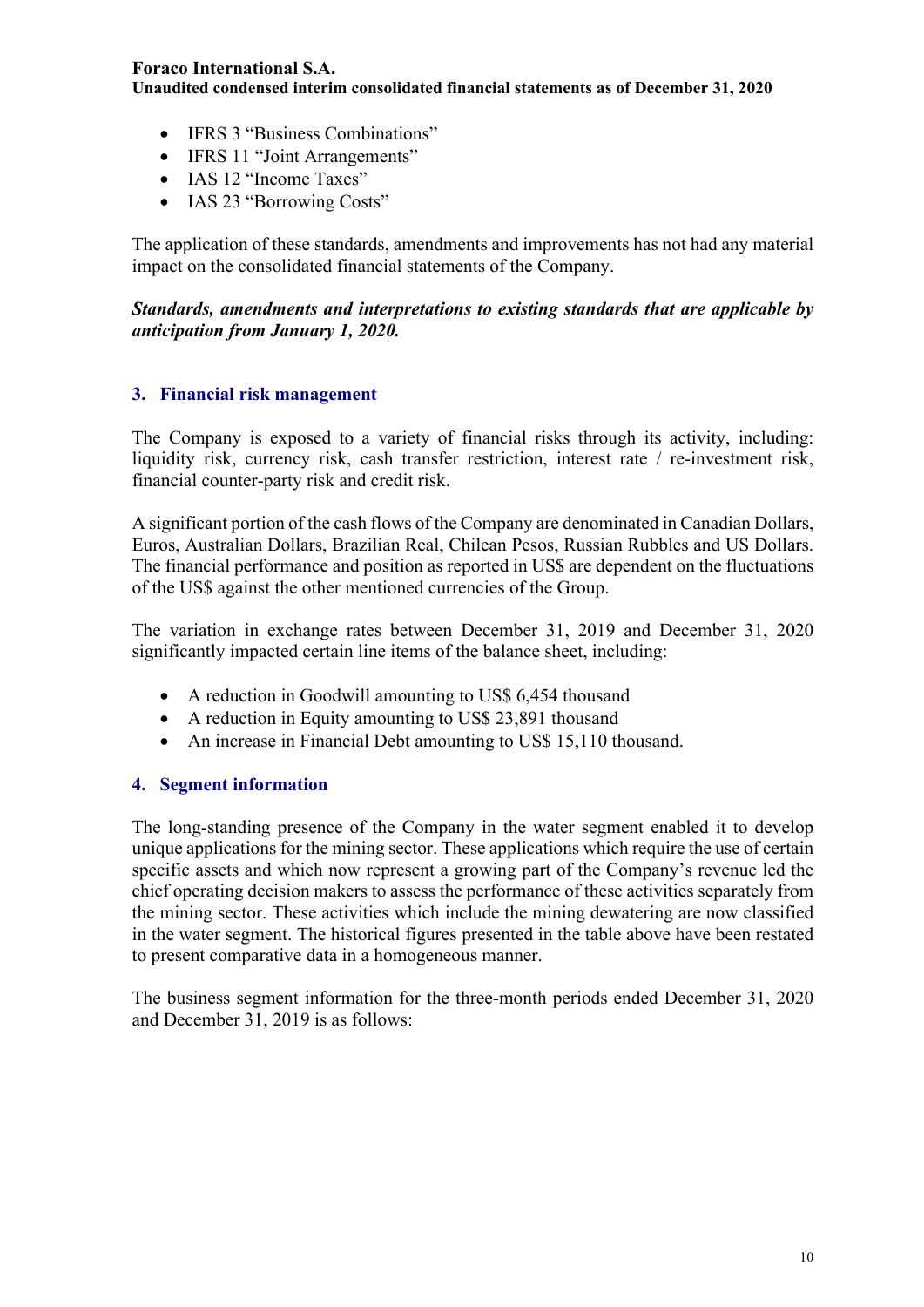- IFRS 3 "Business Combinations"
- IFRS 11 "Joint Arrangements"
- IAS 12 "Income Taxes"
- IAS 23 "Borrowing Costs"

The application of these standards, amendments and improvements has not had any material impact on the consolidated financial statements of the Company.

***Standards, amendments and interpretations to existing standards that are applicable by anticipation from January 1, 2020.***

## 3. Financial risk management

The Company is exposed to a variety of financial risks through its activity, including: liquidity risk, currency risk, cash transfer restriction, interest rate / re-investment risk, financial counter-party risk and credit risk.

A significant portion of the cash flows of the Company are denominated in Canadian Dollars, Euros, Australian Dollars, Brazilian Real, Chilean Pesos, Russian Rubbles and US Dollars. The financial performance and position as reported in US$ are dependent on the fluctuations of the US$ against the other mentioned currencies of the Group.

The variation in exchange rates between December 31, 2019 and December 31, 2020 significantly impacted certain line items of the balance sheet, including:

- A reduction in Goodwill amounting to US$ 6,454 thousand
- A reduction in Equity amounting to US$ 23,891 thousand
- An increase in Financial Debt amounting to US$ 15,110 thousand.

## 4. Segment information

The long-standing presence of the Company in the water segment enabled it to develop unique applications for the mining sector. These applications which require the use of certain specific assets and which now represent a growing part of the Company's revenue led the chief operating decision makers to assess the performance of these activities separately from the mining sector. These activities which include the mining dewatering are now classified in the water segment. The historical figures presented in the table above have been restated to present comparative data in a homogeneous manner.

The business segment information for the three-month periods ended December 31, 2020 and December 31, 2019 is as follows: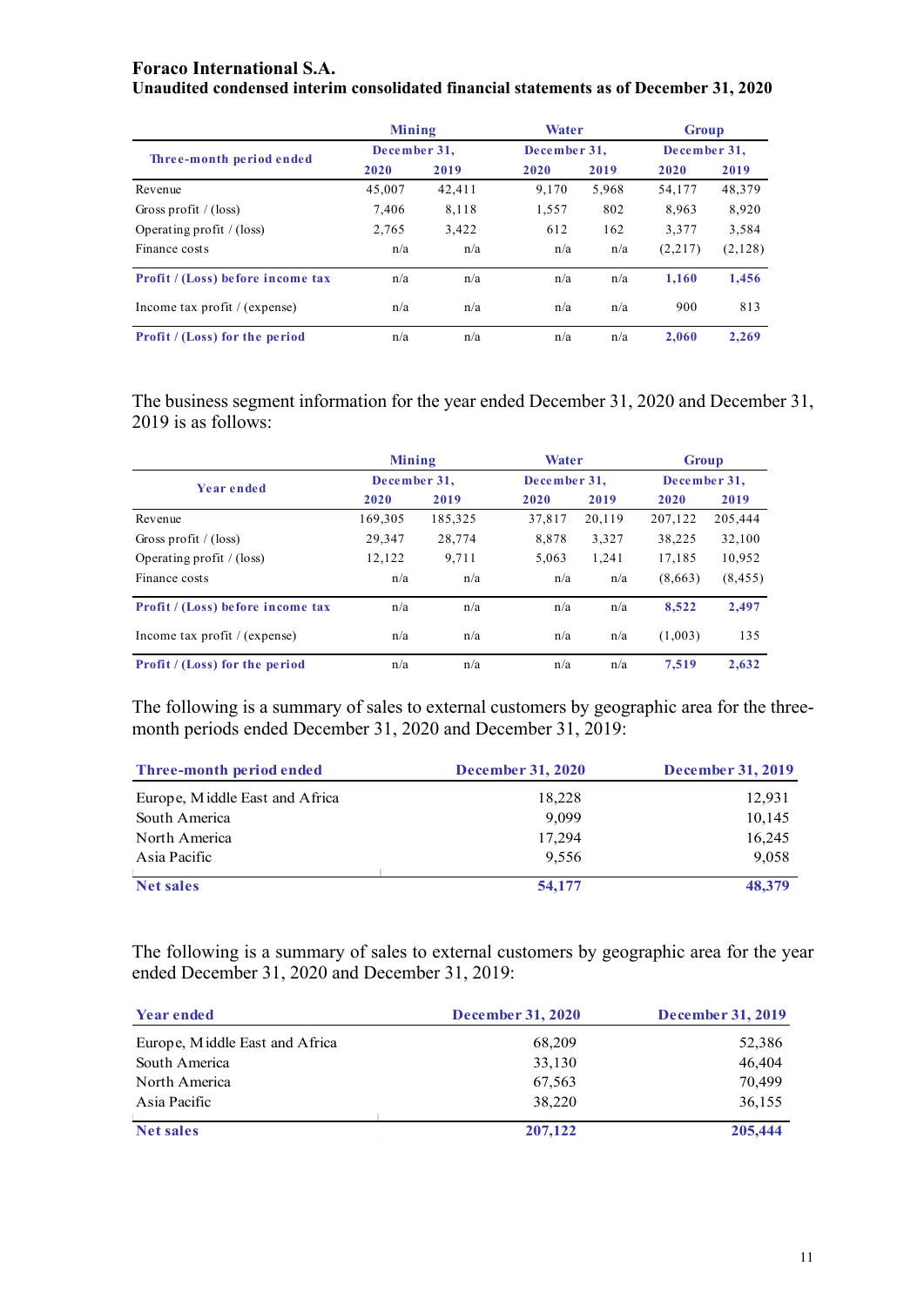**Foraco International S.A.**
**Unaudited condensed interim consolidated financial statements as of December 31, 2020**

| Three-month period ended | Mining | | Water | | Group | |
|---|---|---|---|---|---|---|
| | December 31, | | December 31, | | December 31, | |
| | 2020 | 2019 | 2020 | 2019 | 2020 | 2019 |
| Revenue | 45,007 | 42,411 | 9,170 | 5,968 | 54,177 | 48,379 |
| Gross profit / (loss) | 7,406 | 8,118 | 1,557 | 802 | 8,963 | 8,920 |
| Operating profit / (loss) | 2,765 | 3,422 | 612 | 162 | 3,377 | 3,584 |
| Finance costs | n/a | n/a | n/a | n/a | (2,217) | (2,128) |
| **Profit / (Loss) before income tax** | n/a | n/a | n/a | n/a | **1,160** | **1,456** |
| Income tax profit / (expense) | n/a | n/a | n/a | n/a | 900 | 813 |
| **Profit / (Loss) for the period** | n/a | n/a | n/a | n/a | **2,060** | **2,269** |

The business segment information for the year ended December 31, 2020 and December 31, 2019 is as follows:

| Year ended | Mining | | Water | | Group | |
|---|---|---|---|---|---|---|
| | December 31, | | December 31, | | December 31, | |
| | 2020 | 2019 | 2020 | 2019 | 2020 | 2019 |
| Revenue | 169,305 | 185,325 | 37,817 | 20,119 | 207,122 | 205,444 |
| Gross profit / (loss) | 29,347 | 28,774 | 8,878 | 3,327 | 38,225 | 32,100 |
| Operating profit / (loss) | 12,122 | 9,711 | 5,063 | 1,241 | 17,185 | 10,952 |
| Finance costs | n/a | n/a | n/a | n/a | (8,663) | (8,455) |
| **Profit / (Loss) before income tax** | n/a | n/a | n/a | n/a | **8,522** | **2,497** |
| Income tax profit / (expense) | n/a | n/a | n/a | n/a | (1,003) | 135 |
| **Profit / (Loss) for the period** | n/a | n/a | n/a | n/a | **7,519** | **2,632** |

The following is a summary of sales to external customers by geographic area for the three-month periods ended December 31, 2020 and December 31, 2019:

| Three-month period ended | December 31, 2020 | December 31, 2019 |
|---|---|---|
| Europe, Middle East and Africa | 18,228 | 12,931 |
| South America | 9,099 | 10,145 |
| North America | 17,294 | 16,245 |
| Asia Pacific | 9,556 | 9,058 |
| **Net sales** | **54,177** | **48,379** |

The following is a summary of sales to external customers by geographic area for the year ended December 31, 2020 and December 31, 2019:

| Year ended | December 31, 2020 | December 31, 2019 |
|---|---|---|
| Europe, Middle East and Africa | 68,209 | 52,386 |
| South America | 33,130 | 46,404 |
| North America | 67,563 | 70,499 |
| Asia Pacific | 38,220 | 36,155 |
| **Net sales** | **207,122** | **205,444** |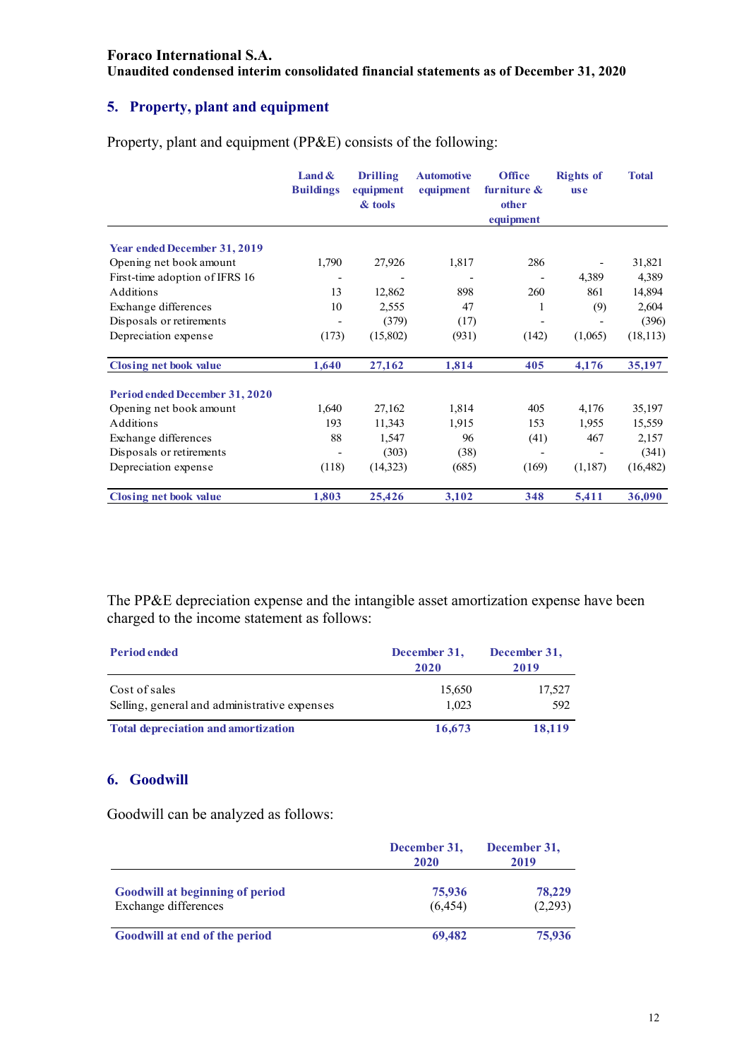## 5. Property, plant and equipment

Property, plant and equipment (PP&E) consists of the following:

| | Land & Buildings | Drilling equipment & tools | Automotive equipment | Office furniture & other equipment | Rights of use | Total |
|---|---|---|---|---|---|---|
| **Year ended December 31, 2019** | | | | | | |
| Opening net book amount | 1,790 | 27,926 | 1,817 | 286 | - | 31,821 |
| First-time adoption of IFRS 16 | - | - | - | - | 4,389 | 4,389 |
| Additions | 13 | 12,862 | 898 | 260 | 861 | 14,894 |
| Exchange differences | 10 | 2,555 | 47 | 1 | (9) | 2,604 |
| Disposals or retirements | - | (379) | (17) | - | - | (396) |
| Depreciation expense | (173) | (15,802) | (931) | (142) | (1,065) | (18,113) |
| **Closing net book value** | **1,640** | **27,162** | **1,814** | **405** | **4,176** | **35,197** |
| **Period ended December 31, 2020** | | | | | | |
| Opening net book amount | 1,640 | 27,162 | 1,814 | 405 | 4,176 | 35,197 |
| Additions | 193 | 11,343 | 1,915 | 153 | 1,955 | 15,559 |
| Exchange differences | 88 | 1,547 | 96 | (41) | 467 | 2,157 |
| Disposals or retirements | - | (303) | (38) | - | - | (341) |
| Depreciation expense | (118) | (14,323) | (685) | (169) | (1,187) | (16,482) |
| **Closing net book value** | **1,803** | **25,426** | **3,102** | **348** | **5,411** | **36,090** |

The PP&E depreciation expense and the intangible asset amortization expense have been charged to the income statement as follows:

| Period ended | December 31, 2020 | December 31, 2019 |
|---|---|---|
| Cost of sales | 15,650 | 17,527 |
| Selling, general and administrative expenses | 1,023 | 592 |
| **Total depreciation and amortization** | **16,673** | **18,119** |

## 6. Goodwill

Goodwill can be analyzed as follows:

| | December 31, 2020 | December 31, 2019 |
|---|---|---|
| **Goodwill at beginning of period** | **75,936** | **78,229** |
| Exchange differences | (6,454) | (2,293) |
| **Goodwill at end of the period** | **69,482** | **75,936** |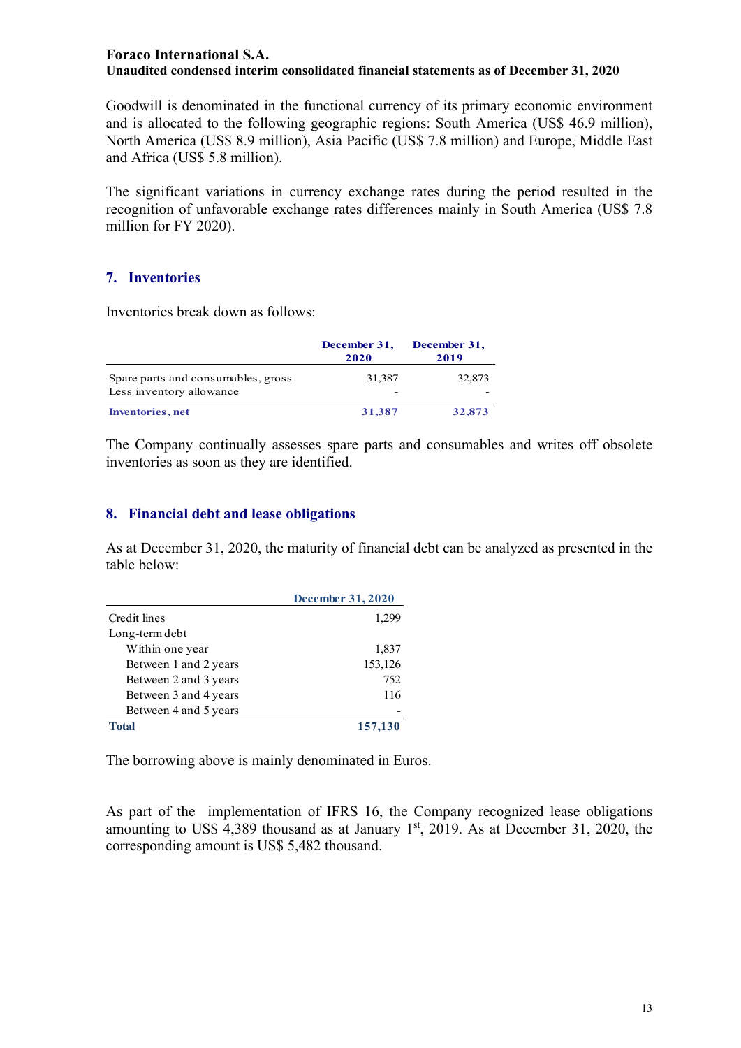Goodwill is denominated in the functional currency of its primary economic environment and is allocated to the following geographic regions: South America (US$ 46.9 million), North America (US$ 8.9 million), Asia Pacific (US$ 7.8 million) and Europe, Middle East and Africa (US$ 5.8 million).

The significant variations in currency exchange rates during the period resulted in the recognition of unfavorable exchange rates differences mainly in South America (US$ 7.8 million for FY 2020).

## 7. Inventories

Inventories break down as follows:

| | December 31, 2020 | December 31, 2019 |
|---|---|---|
| Spare parts and consumables, gross | 31,387 | 32,873 |
| Less inventory allowance | - | - |
| **Inventories, net** | **31,387** | **32,873** |

The Company continually assesses spare parts and consumables and writes off obsolete inventories as soon as they are identified.

## 8. Financial debt and lease obligations

As at December 31, 2020, the maturity of financial debt can be analyzed as presented in the table below:

| | December 31, 2020 |
|---|---|
| Credit lines | 1,299 |
| Long-term debt | |
| Within one year | 1,837 |
| Between 1 and 2 years | 153,126 |
| Between 2 and 3 years | 752 |
| Between 3 and 4 years | 116 |
| Between 4 and 5 years | - |
| **Total** | **157,130** |

The borrowing above is mainly denominated in Euros.

As part of the implementation of IFRS 16, the Company recognized lease obligations amounting to US$ 4,389 thousand as at January 1st, 2019. As at December 31, 2020, the corresponding amount is US$ 5,482 thousand.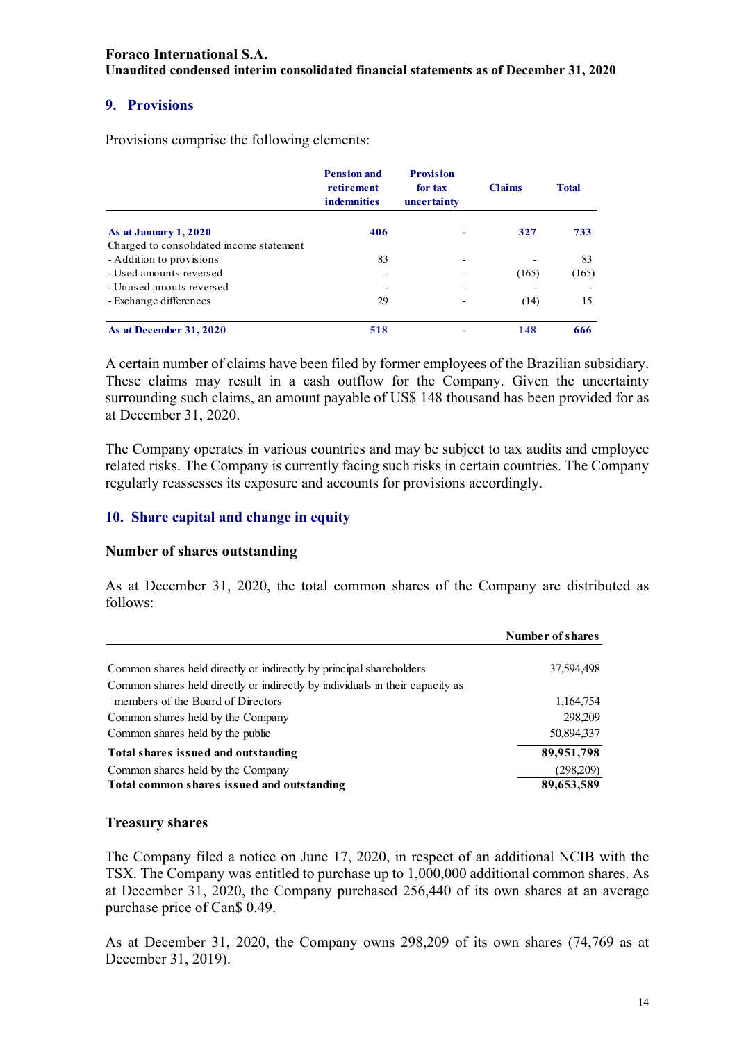## 9. Provisions

Provisions comprise the following elements:

| | Pension and retirement indemnities | Provision for tax uncertainty | Claims | Total |
|---|---|---|---|---|
| **As at January 1, 2020** | **406** | **-** | **327** | **733** |
| Charged to consolidated income statement | | | | |
| - Addition to provisions | 83 | - | - | 83 |
| - Used amounts reversed | - | - | (165) | (165) |
| - Unused amouts reversed | - | - | - | - |
| - Exchange differences | 29 | - | (14) | 15 |
| **As at December 31, 2020** | **518** | **-** | **148** | **666** |

A certain number of claims have been filed by former employees of the Brazilian subsidiary. These claims may result in a cash outflow for the Company. Given the uncertainty surrounding such claims, an amount payable of US$ 148 thousand has been provided for as at December 31, 2020.

The Company operates in various countries and may be subject to tax audits and employee related risks. The Company is currently facing such risks in certain countries. The Company regularly reassesses its exposure and accounts for provisions accordingly.

## 10. Share capital and change in equity

### Number of shares outstanding

As at December 31, 2020, the total common shares of the Company are distributed as follows:

| | Number of shares |
|---|---|
| Common shares held directly or indirectly by principal shareholders | 37,594,498 |
| Common shares held directly or indirectly by individuals in their capacity as members of the Board of Directors | 1,164,754 |
| Common shares held by the Company | 298,209 |
| Common shares held by the public | 50,894,337 |
| **Total shares issued and outstanding** | **89,951,798** |
| Common shares held by the Company | (298,209) |
| **Total common shares issued and outstanding** | **89,653,589** |

### Treasury shares

The Company filed a notice on June 17, 2020, in respect of an additional NCIB with the TSX. The Company was entitled to purchase up to 1,000,000 additional common shares. As at December 31, 2020, the Company purchased 256,440 of its own shares at an average purchase price of Can$ 0.49.

As at December 31, 2020, the Company owns 298,209 of its own shares (74,769 as at December 31, 2019).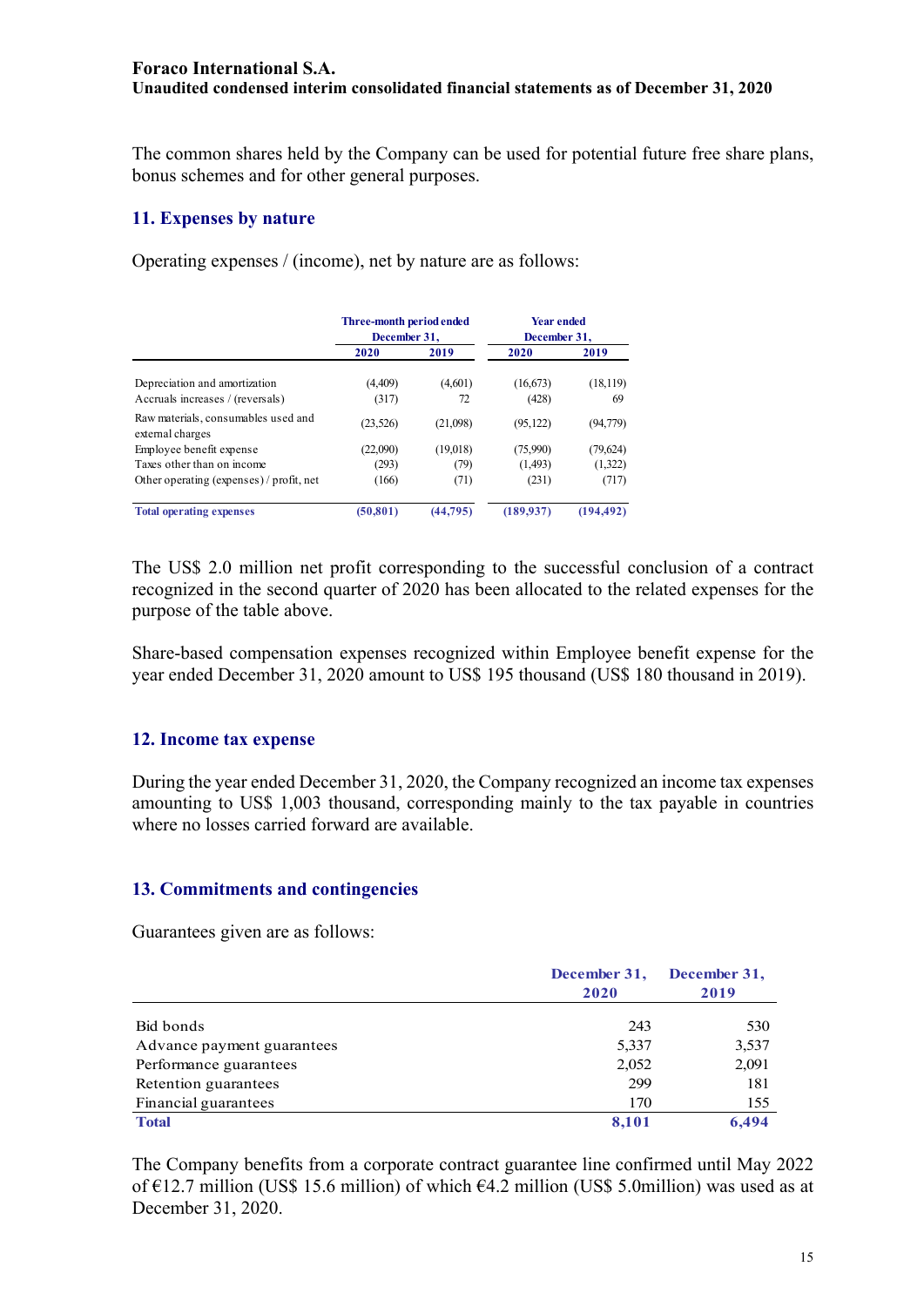The common shares held by the Company can be used for potential future free share plans, bonus schemes and for other general purposes.

## 11. Expenses by nature

Operating expenses / (income), net by nature are as follows:

| | Three-month period ended December 31, | | Year ended December 31, | |
|---|---|---|---|---|
| | 2020 | 2019 | 2020 | 2019 |
| Depreciation and amortization | (4,409) | (4,601) | (16,673) | (18,119) |
| Accruals increases / (reversals) | (317) | 72 | (428) | 69 |
| Raw materials, consumables used and external charges | (23,526) | (21,098) | (95,122) | (94,779) |
| Employee benefit expense | (22,090) | (19,018) | (75,990) | (79,624) |
| Taxes other than on income | (293) | (79) | (1,493) | (1,322) |
| Other operating (expenses) / profit, net | (166) | (71) | (231) | (717) |
| **Total operating expenses** | **(50,801)** | **(44,795)** | **(189,937)** | **(194,492)** |

The US$ 2.0 million net profit corresponding to the successful conclusion of a contract recognized in the second quarter of 2020 has been allocated to the related expenses for the purpose of the table above.

Share-based compensation expenses recognized within Employee benefit expense for the year ended December 31, 2020 amount to US$ 195 thousand (US$ 180 thousand in 2019).

## 12. Income tax expense

During the year ended December 31, 2020, the Company recognized an income tax expenses amounting to US$ 1,003 thousand, corresponding mainly to the tax payable in countries where no losses carried forward are available.

## 13. Commitments and contingencies

Guarantees given are as follows:

| | December 31, 2020 | December 31, 2019 |
|---|---|---|
| Bid bonds | 243 | 530 |
| Advance payment guarantees | 5,337 | 3,537 |
| Performance guarantees | 2,052 | 2,091 |
| Retention guarantees | 299 | 181 |
| Financial guarantees | 170 | 155 |
| **Total** | **8,101** | **6,494** |

The Company benefits from a corporate contract guarantee line confirmed until May 2022 of €12.7 million (US$ 15.6 million) of which €4.2 million (US$ 5.0million) was used as at December 31, 2020.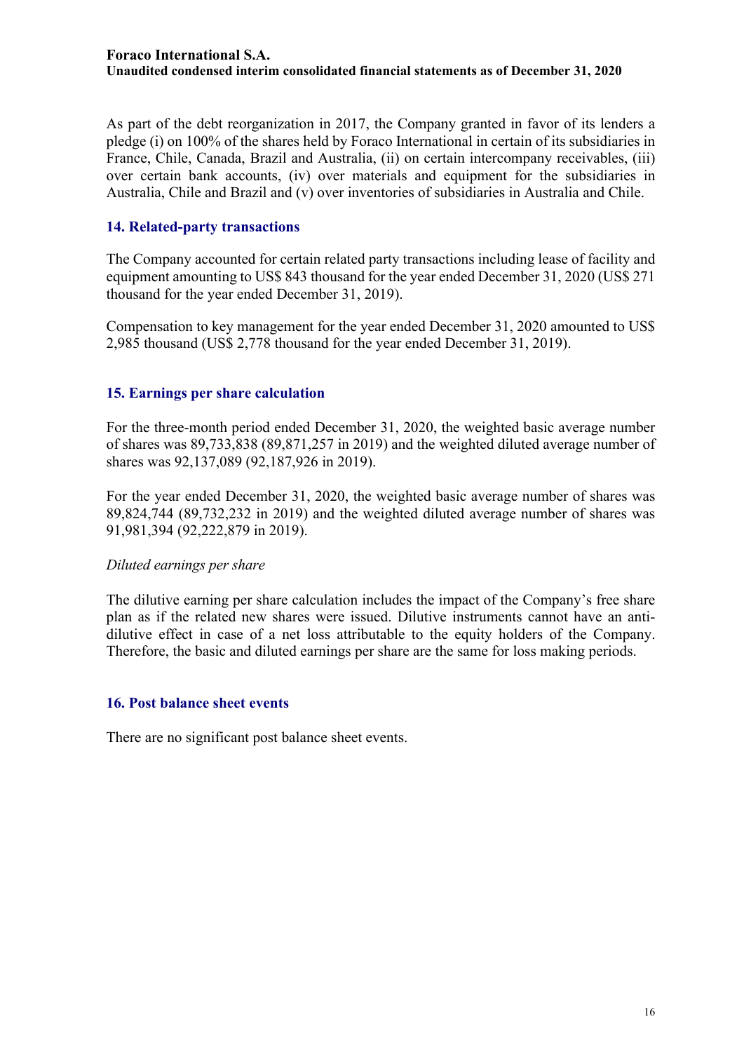As part of the debt reorganization in 2017, the Company granted in favor of its lenders a pledge (i) on 100% of the shares held by Foraco International in certain of its subsidiaries in France, Chile, Canada, Brazil and Australia, (ii) on certain intercompany receivables, (iii) over certain bank accounts, (iv) over materials and equipment for the subsidiaries in Australia, Chile and Brazil and (v) over inventories of subsidiaries in Australia and Chile.

## 14. Related-party transactions

The Company accounted for certain related party transactions including lease of facility and equipment amounting to US$ 843 thousand for the year ended December 31, 2020 (US$ 271 thousand for the year ended December 31, 2019).

Compensation to key management for the year ended December 31, 2020 amounted to US$ 2,985 thousand (US$ 2,778 thousand for the year ended December 31, 2019).

## 15. Earnings per share calculation

For the three-month period ended December 31, 2020, the weighted basic average number of shares was 89,733,838 (89,871,257 in 2019) and the weighted diluted average number of shares was 92,137,089 (92,187,926 in 2019).

For the year ended December 31, 2020, the weighted basic average number of shares was 89,824,744 (89,732,232 in 2019) and the weighted diluted average number of shares was 91,981,394 (92,222,879 in 2019).

*Diluted earnings per share*

The dilutive earning per share calculation includes the impact of the Company's free share plan as if the related new shares were issued. Dilutive instruments cannot have an anti-dilutive effect in case of a net loss attributable to the equity holders of the Company. Therefore, the basic and diluted earnings per share are the same for loss making periods.

## 16. Post balance sheet events

There are no significant post balance sheet events.